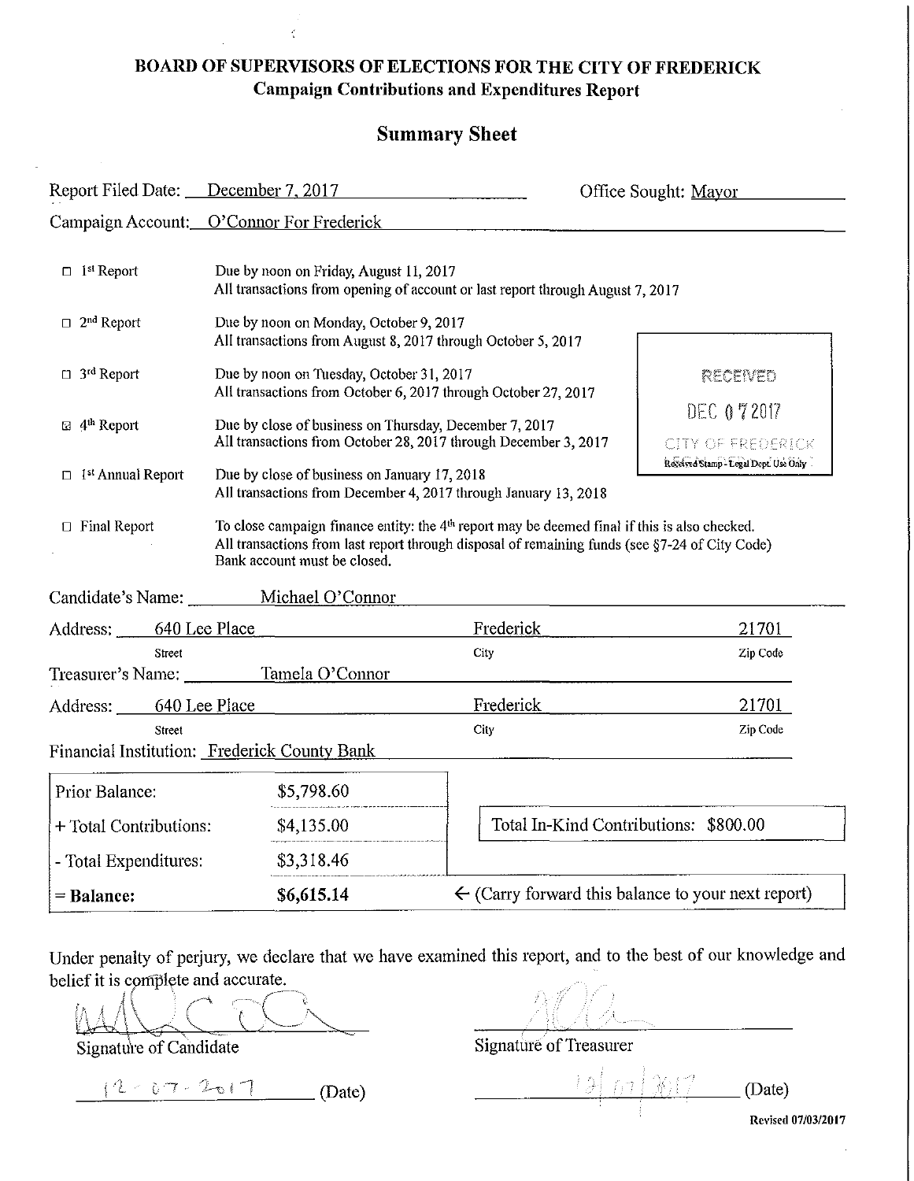# BOARD OF SUPERVISORS OF ELECTIONS FOR THE CITY OF FREDERICK

## Campaign Contributions and Expenditures Report

## Summary Sheet

Report Filed Date: December 7, 2017 Office Sought: Mayor

Campaign Account: O'Connor For Frederick

| | |
|---|---|
| ☐ 1st Report | Due by noon on Friday, August 11, 2017<br>All transactions from opening of account or last report through August 7, 2017 |
| ☐ 2nd Report | Due by noon on Monday, October 9, 2017<br>All transactions from August 8, 2017 through October 5, 2017 |
| ☐ 3rd Report | Due by noon on Tuesday, October 31, 2017<br>All transactions from October 6, 2017 through October 27, 2017 |
| ☒ 4th Report | Due by close of business on Thursday, December 7, 2017<br>All transactions from October 28, 2017 through December 3, 2017 |
| ☐ 1st Annual Report | Due by close of business on January 17, 2018<br>All transactions from December 4, 2017 through January 13, 2018 |
| ☐ Final Report | To close campaign finance entity: the 4th report may be deemed final if this is also checked.<br>All transactions from last report through disposal of remaining funds (see §7-24 of City Code)<br>Bank account must be closed. |

RECEIVED
DEC 07 2017
CITY OF FREDERICK
Received Stamp - Legal Dept. Use Only

Candidate's Name: Michael O'Connor

Address: 640 Lee Place (Street) Frederick (City) 21701 (Zip Code)

Treasurer's Name: Tamela O'Connor

Address: 640 Lee Place (Street) Frederick (City) 21701 (Zip Code)

Financial Institution: Frederick County Bank

| | | |
|---|---|---|
| Prior Balance: | $5,798.60 | |
| + Total Contributions: | $4,135.00 | Total In-Kind Contributions: $800.00 |
| - Total Expenditures: | $3,318.46 | |
| **= Balance:** | **$6,615.14** | ← (Carry forward this balance to your next report) |

Under penalty of perjury, we declare that we have examined this report, and to the best of our knowledge and belief it is complete and accurate.

Signature of Candidate: [signature]
12-07-2017 (Date)

Signature of Treasurer: [signature]
12/07/2017 (Date)

Revised 07/03/2017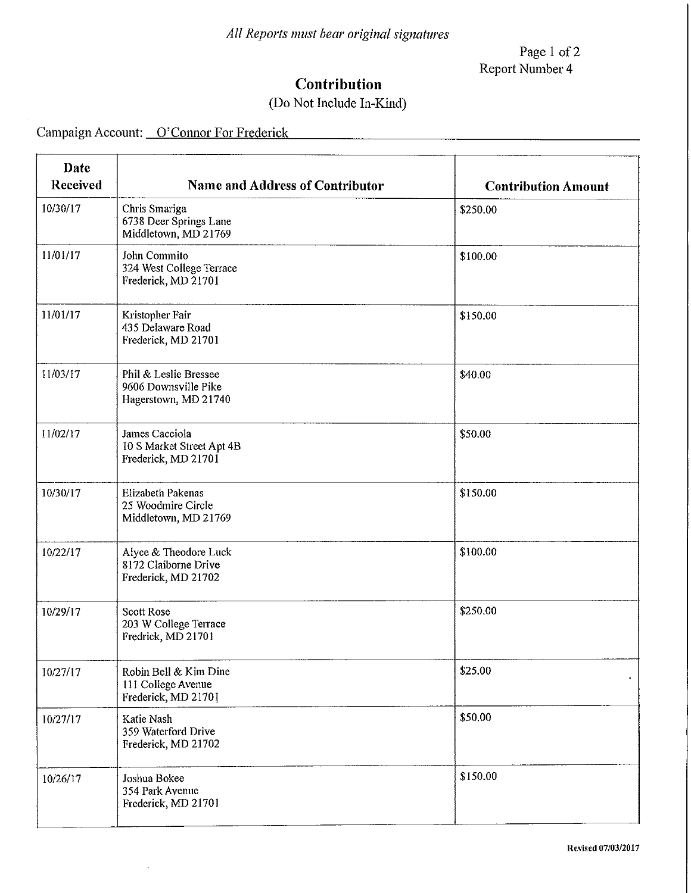*All Reports must bear original signatures*

Page 1 of 2
Report Number 4

## Contribution

(Do Not Include In-Kind)

Campaign Account: O'Connor For Frederick

| Date Received | Name and Address of Contributor | Contribution Amount |
|---|---|---|
| 10/30/17 | Chris Smariga<br>6738 Deer Springs Lane<br>Middletown, MD 21769 | $250.00 |
| 11/01/17 | John Commito<br>324 West College Terrace<br>Frederick, MD 21701 | $100.00 |
| 11/01/17 | Kristopher Fair<br>435 Delaware Road<br>Frederick, MD 21701 | $150.00 |
| 11/03/17 | Phil & Leslie Bressee<br>9606 Downsville Pike<br>Hagerstown, MD 21740 | $40.00 |
| 11/02/17 | James Cacciola<br>10 S Market Street Apt 4B<br>Frederick, MD 21701 | $50.00 |
| 10/30/17 | Elizabeth Pakenas<br>25 Woodmire Circle<br>Middletown, MD 21769 | $150.00 |
| 10/22/17 | Alyce & Theodore Luck<br>8172 Claiborne Drive<br>Frederick, MD 21702 | $100.00 |
| 10/29/17 | Scott Rose<br>203 W College Terrace<br>Fredrick, MD 21701 | $250.00 |
| 10/27/17 | Robin Bell & Kim Dine<br>111 College Avenue<br>Frederick, MD 21701 | $25.00 |
| 10/27/17 | Katie Nash<br>359 Waterford Drive<br>Frederick, MD 21702 | $50.00 |
| 10/26/17 | Joshua Bokee<br>354 Park Avenue<br>Frederick, MD 21701 | $150.00 |

Revised 07/03/2017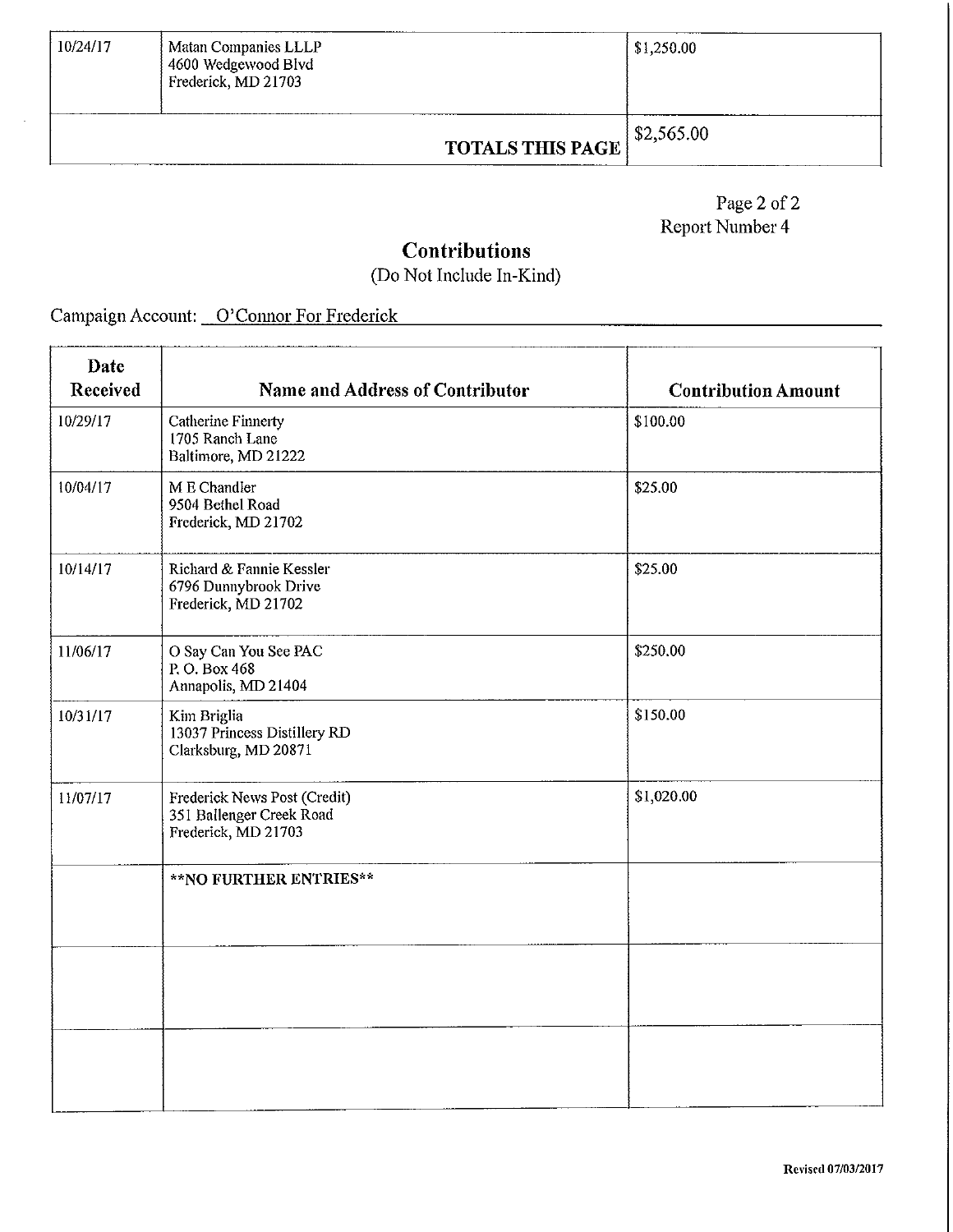| | | |
|---|---|---|
| 10/24/17 | Matan Companies LLLP<br>4600 Wedgewood Blvd<br>Frederick, MD 21703 | $1,250.00 |
| | **TOTALS THIS PAGE** | $2,565.00 |

Page 2 of 2
Report Number 4

## Contributions

(Do Not Include In-Kind)

Campaign Account: O'Connor For Frederick

| Date Received | Name and Address of Contributor | Contribution Amount |
|---|---|---|
| 10/29/17 | Catherine Finnerty<br>1705 Ranch Lane<br>Baltimore, MD 21222 | $100.00 |
| 10/04/17 | M E Chandler<br>9504 Bethel Road<br>Frederick, MD 21702 | $25.00 |
| 10/14/17 | Richard & Fannie Kessler<br>6796 Dunnybrook Drive<br>Frederick, MD 21702 | $25.00 |
| 11/06/17 | O Say Can You See PAC<br>P. O. Box 468<br>Annapolis, MD 21404 | $250.00 |
| 10/31/17 | Kim Briglia<br>13037 Princess Distillery RD<br>Clarksburg, MD 20871 | $150.00 |
| 11/07/17 | Frederick News Post (Credit)<br>351 Ballenger Creek Road<br>Frederick, MD 21703 | $1,020.00 |
| | **\*\*NO FURTHER ENTRIES\*\*** | |
| | | |
| | | |

Revised 07/03/2017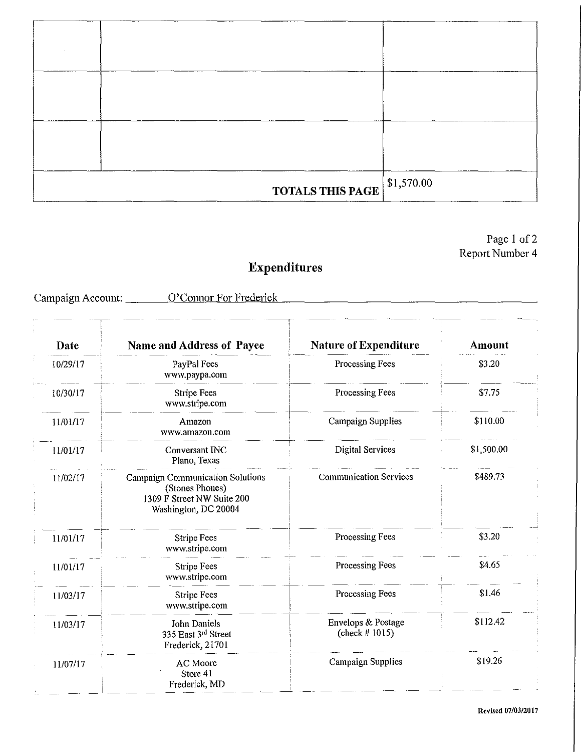| | | |
|---|---|---|
| | | |
| | | |
| | | |
| **TOTALS THIS PAGE** | | $1,570.00 |

Report Number 4

## Expenditures

Campaign Account: O'Connor For Frederick

| Date | Name and Address of Payee | Nature of Expenditure | Amount |
|---|---|---|---|
| 10/29/17 | PayPal Fees<br>www.paypa.com | Processing Fees | $3.20 |
| 10/30/17 | Stripe Fees<br>www.stripe.com | Processing Fees | $7.75 |
| 11/01/17 | Amazon<br>www.amazon.com | Campaign Supplies | $110.00 |
| 11/01/17 | Conversant INC<br>Plano, Texas | Digital Services | $1,500.00 |
| 11/02/17 | Campaign Communication Solutions<br>(Stones Phones)<br>1309 F Street NW Suite 200<br>Washington, DC 20004 | Communication Services | $489.73 |
| 11/01/17 | Stripe Fees<br>www.stripe.com | Processing Fees | $3.20 |
| 11/01/17 | Stripe Fees<br>www.stripe.com | Processing Fees | $4.65 |
| 11/03/17 | Stripe Fees<br>www.stripe.com | Processing Fees | $1.46 |
| 11/03/17 | John Daniels<br>335 East 3rd Street<br>Frederick, 21701 | Envelops & Postage<br>(check # 1015) | $112.42 |
| 11/07/17 | AC Moore<br>Store 41<br>Frederick, MD | Campaign Supplies | $19.26 |

Revised 07/03/2017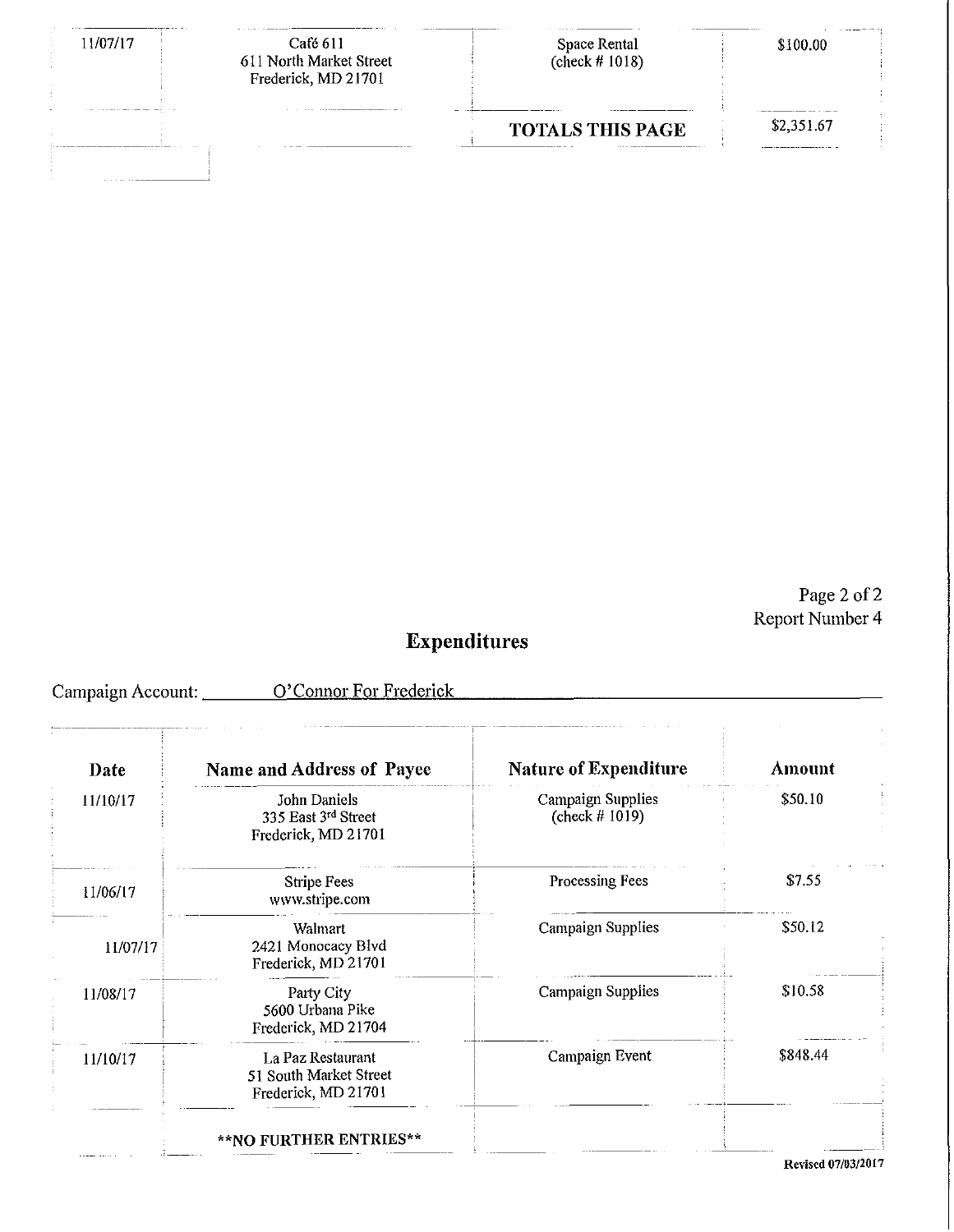| | | | |
|---|---|---|---|
| 11/07/17 | Café 611<br>611 North Market Street<br>Frederick, MD 21701 | Space Rental<br>(check # 1018) | $100.00 |
| | | **TOTALS THIS PAGE** | $2,351.67 |

Page 2 of 2
Report Number 4

## Expenditures

Campaign Account: O'Connor For Frederick

| Date | Name and Address of Payee | Nature of Expenditure | Amount |
|---|---|---|---|
| 11/10/17 | John Daniels<br>335 East 3rd Street<br>Frederick, MD 21701 | Campaign Supplies<br>(check # 1019) | $50.10 |
| 11/06/17 | Stripe Fees<br>www.stripe.com | Processing Fees | $7.55 |
| 11/07/17 | Walmart<br>2421 Monocacy Blvd<br>Frederick, MD 21701 | Campaign Supplies | $50.12 |
| 11/08/17 | Party City<br>5600 Urbana Pike<br>Frederick, MD 21704 | Campaign Supplies | $10.58 |
| 11/10/17 | La Paz Restaurant<br>51 South Market Street<br>Frederick, MD 21701 | Campaign Event | $848.44 |
| | **NO FURTHER ENTRIES** | | |

Revised 07/03/2017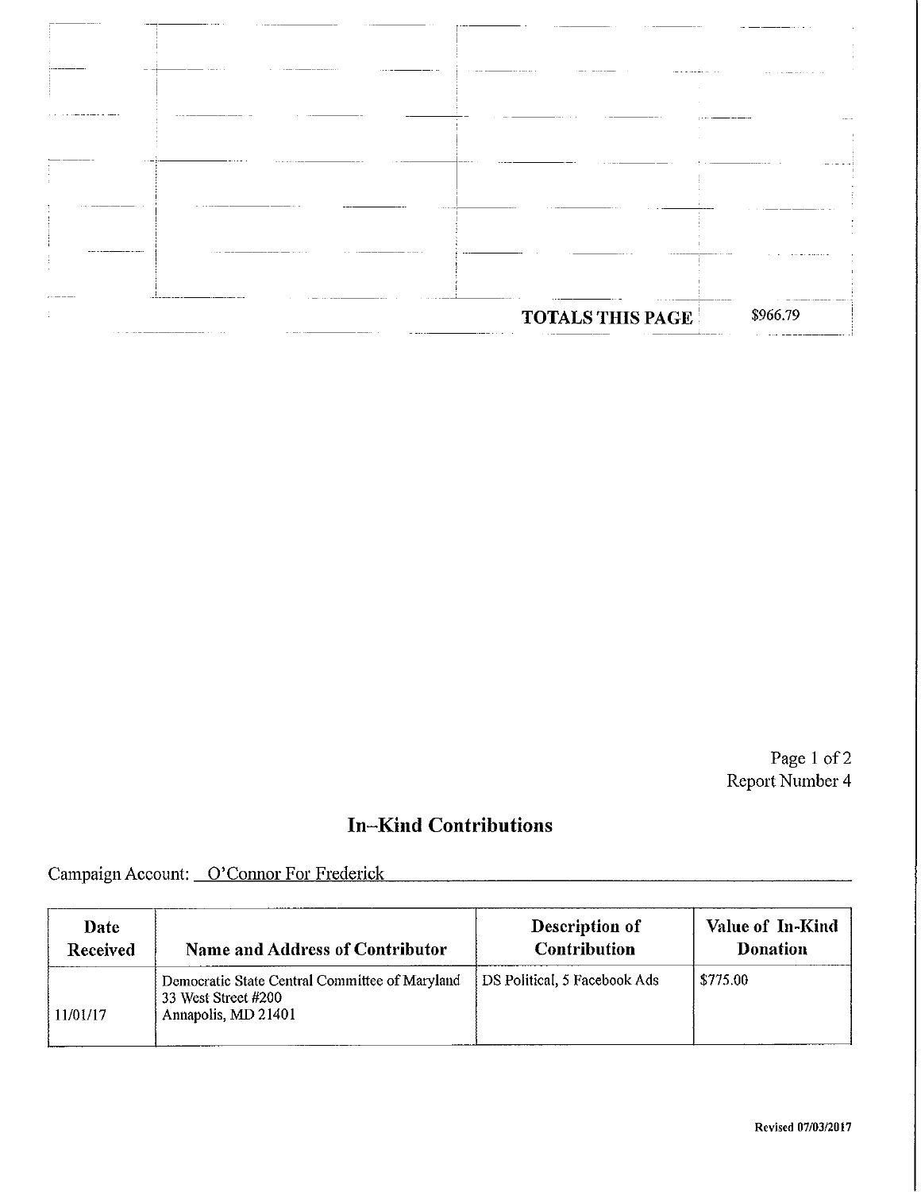| | | | |
|---|---|---|---|
| | | | |
| | | | |
| | | | |
| | | | |
| | | | |
| | | | |
| | | **TOTALS THIS PAGE** | $966.79 |

Report Number 4

## In–Kind Contributions

Campaign Account: O'Connor For Frederick

| Date Received | Name and Address of Contributor | Description of Contribution | Value of In-Kind Donation |
|---|---|---|---|
| 11/01/17 | Democratic State Central Committee of Maryland<br>33 West Street #200<br>Annapolis, MD 21401 | DS Political, 5 Facebook Ads | $775.00 |

Revised 07/03/2017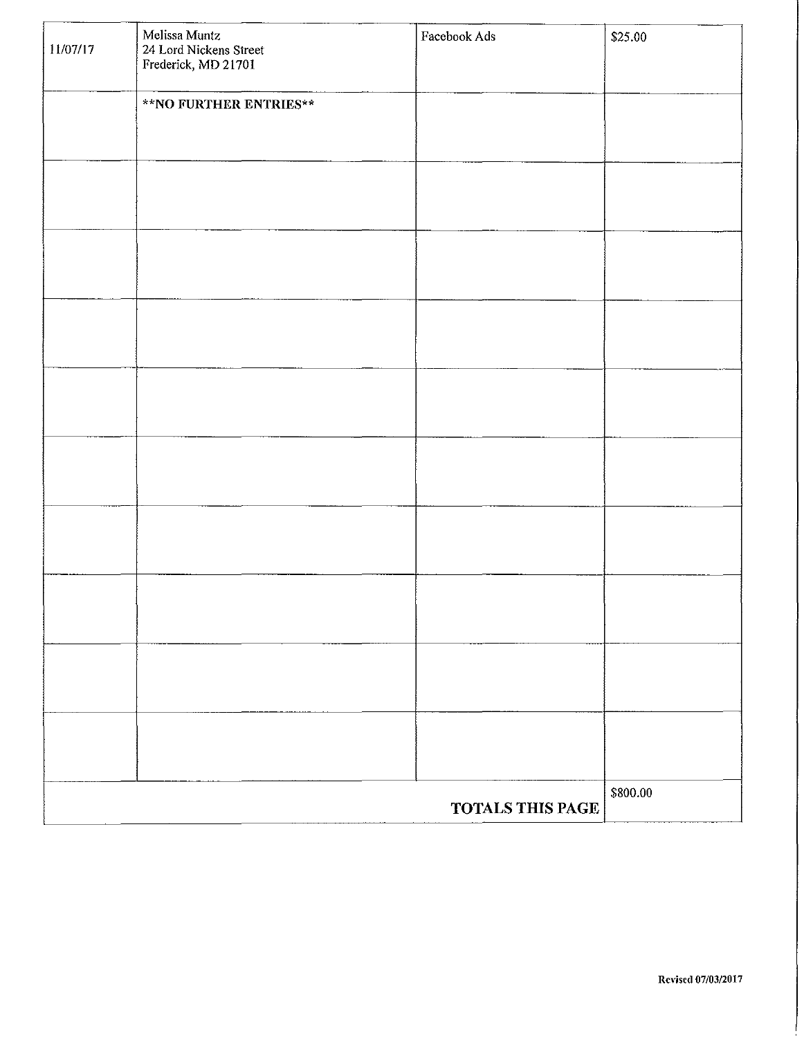| | | | |
|---|---|---|---|
| 11/07/17 | Melissa Muntz<br>24 Lord Nickens Street<br>Frederick, MD 21701 | Facebook Ads | $25.00 |
| | **\*\*NO FURTHER ENTRIES\*\*** | | |
| | | | |
| | | | |
| | | | |
| | | | |
| | | | |
| | | | |
| | | | |
| | | | |
| | | | |
| | | **TOTALS THIS PAGE** | $800.00 |

Revised 07/03/2017